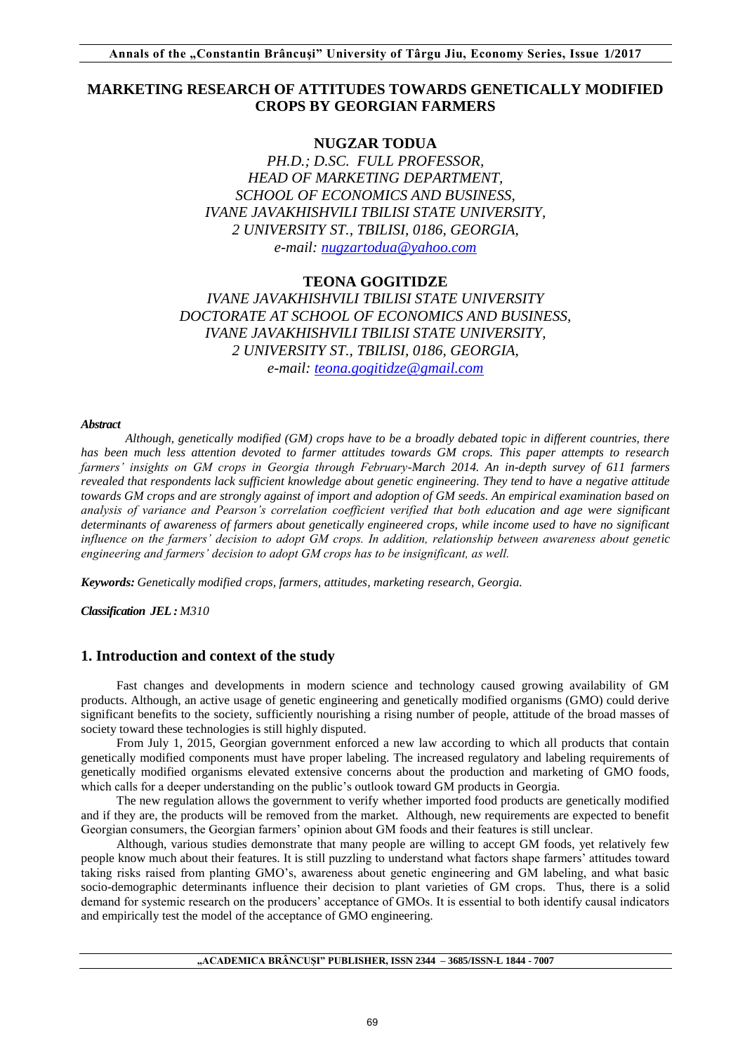# MARKETING RESEARCH OF ATTITUDES TOWARDS GENETICALLY MODIFIED CROPS BY GEORGIAN FARMERS

**NUGZAR TODUA**

*PH.D.; D.SC. FULL PROFESSOR,*
*HEAD OF MARKETING DEPARTMENT,*
*SCHOOL OF ECONOMICS AND BUSINESS,*
*IVANE JAVAKHISHVILI TBILISI STATE UNIVERSITY,*
*2 UNIVERSITY ST., TBILISI, 0186, GEORGIA,*
*e-mail: nugzartodua@yahoo.com*

**TEONA GOGITIDZE**

*IVANE JAVAKHISHVILI TBILISI STATE UNIVERSITY*
*DOCTORATE AT SCHOOL OF ECONOMICS AND BUSINESS,*
*IVANE JAVAKHISHVILI TBILISI STATE UNIVERSITY,*
*2 UNIVERSITY ST., TBILISI, 0186, GEORGIA,*
*e-mail: teona.gogitidze@gmail.com*

***Abstract***

*Although, genetically modified (GM) crops have to be a broadly debated topic in different countries, there has been much less attention devoted to farmer attitudes towards GM crops. This paper attempts to research farmers' insights on GM crops in Georgia through February-March 2014. An in-depth survey of 611 farmers revealed that respondents lack sufficient knowledge about genetic engineering. They tend to have a negative attitude towards GM crops and are strongly against of import and adoption of GM seeds. An empirical examination based on analysis of variance and Pearson's correlation coefficient verified that both education and age were significant determinants of awareness of farmers about genetically engineered crops, while income used to have no significant influence on the farmers' decision to adopt GM crops. In addition, relationship between awareness about genetic engineering and farmers' decision to adopt GM crops has to be insignificant, as well.*

***Keywords:*** *Genetically modified crops, farmers, attitudes, marketing research, Georgia.*

***Classification JEL:*** *M310*

## 1. Introduction and context of the study

Fast changes and developments in modern science and technology caused growing availability of GM products. Although, an active usage of genetic engineering and genetically modified organisms (GMO) could derive significant benefits to the society, sufficiently nourishing a rising number of people, attitude of the broad masses of society toward these technologies is still highly disputed.

From July 1, 2015, Georgian government enforced a new law according to which all products that contain genetically modified components must have proper labeling. The increased regulatory and labeling requirements of genetically modified organisms raised extensive concerns about the production and marketing of GMO foods, which calls for a deeper understanding on the public's outlook toward GM products in Georgia.

The new regulation allows the government to verify whether imported food products are genetically modified and if they are, the products will be removed from the market. Although, new requirements are expected to benefit Georgian consumers, the Georgian farmers' opinion about GM foods and their features is still unclear.

Although, various studies demonstrate that many people are willing to accept GM foods, yet relatively few people know much about their features. It is still puzzling to understand what factors shape farmers' attitudes toward taking risks raised from planting GMO's, awareness about genetic engineering and GM labeling, and what basic socio-demographic determinants influence their decision to plant varieties of GM crops. Thus, there is a solid demand for systemic research on the producers' acceptance of GMOs. It is essential to both identify causal indicators and empirically test the model of the acceptance of GMO engineering.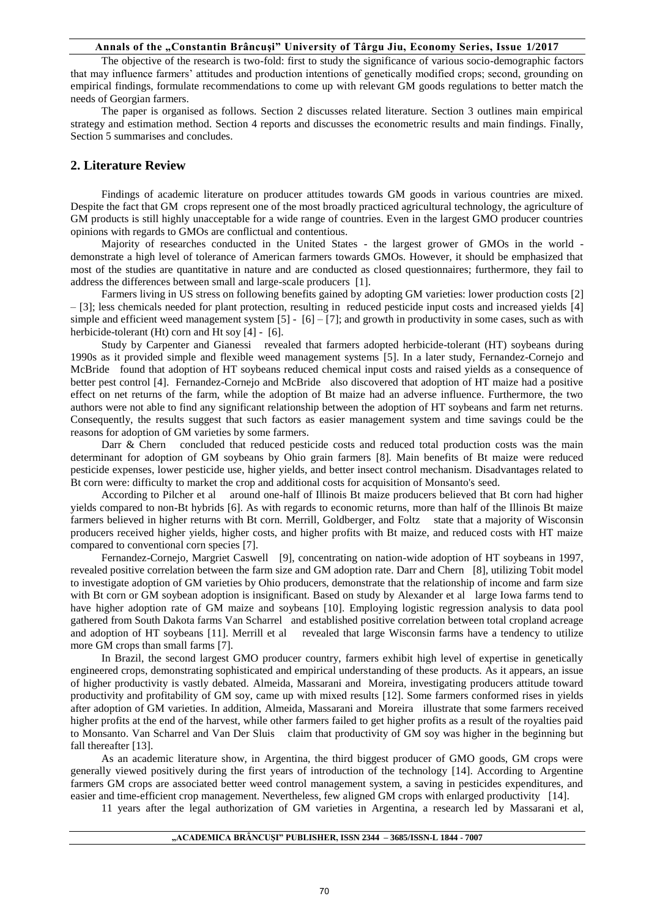The objective of the research is two-fold: first to study the significance of various socio-demographic factors that may influence farmers' attitudes and production intentions of genetically modified crops; second, grounding on empirical findings, formulate recommendations to come up with relevant GM goods regulations to better match the needs of Georgian farmers.

The paper is organised as follows. Section 2 discusses related literature. Section 3 outlines main empirical strategy and estimation method. Section 4 reports and discusses the econometric results and main findings. Finally, Section 5 summarises and concludes.

## 2. Literature Review

Findings of academic literature on producer attitudes towards GM goods in various countries are mixed. Despite the fact that GM crops represent one of the most broadly practiced agricultural technology, the agriculture of GM products is still highly unacceptable for a wide range of countries. Even in the largest GMO producer countries opinions with regards to GMOs are conflictual and contentious.

Majority of researches conducted in the United States - the largest grower of GMOs in the world - demonstrate a high level of tolerance of American farmers towards GMOs. However, it should be emphasized that most of the studies are quantitative in nature and are conducted as closed questionnaires; furthermore, they fail to address the differences between small and large-scale producers [1].

Farmers living in US stress on following benefits gained by adopting GM varieties: lower production costs [2] – [3]; less chemicals needed for plant protection, resulting in reduced pesticide input costs and increased yields [4] simple and efficient weed management system [5] - [6] – [7]; and growth in productivity in some cases, such as with herbicide-tolerant (Ht) corn and Ht soy [4] - [6].

Study by Carpenter and Gianessi revealed that farmers adopted herbicide-tolerant (HT) soybeans during 1990s as it provided simple and flexible weed management systems [5]. In a later study, Fernandez-Cornejo and McBride found that adoption of HT soybeans reduced chemical input costs and raised yields as a consequence of better pest control [4]. Fernandez-Cornejo and McBride also discovered that adoption of HT maize had a positive effect on net returns of the farm, while the adoption of Bt maize had an adverse influence. Furthermore, the two authors were not able to find any significant relationship between the adoption of HT soybeans and farm net returns. Consequently, the results suggest that such factors as easier management system and time savings could be the reasons for adoption of GM varieties by some farmers.

Darr & Chern concluded that reduced pesticide costs and reduced total production costs was the main determinant for adoption of GM soybeans by Ohio grain farmers [8]. Main benefits of Bt maize were reduced pesticide expenses, lower pesticide use, higher yields, and better insect control mechanism. Disadvantages related to Bt corn were: difficulty to market the crop and additional costs for acquisition of Monsanto's seed.

According to Pilcher et al around one-half of Illinois Bt maize producers believed that Bt corn had higher yields compared to non-Bt hybrids [6]. As with regards to economic returns, more than half of the Illinois Bt maize farmers believed in higher returns with Bt corn. Merrill, Goldberger, and Foltz state that a majority of Wisconsin producers received higher yields, higher costs, and higher profits with Bt maize, and reduced costs with HT maize compared to conventional corn species [7].

Fernandez-Cornejo, Margriet Caswell [9], concentrating on nation-wide adoption of HT soybeans in 1997, revealed positive correlation between the farm size and GM adoption rate. Darr and Chern [8], utilizing Tobit model to investigate adoption of GM varieties by Ohio producers, demonstrate that the relationship of income and farm size with Bt corn or GM soybean adoption is insignificant. Based on study by Alexander et al large Iowa farms tend to have higher adoption rate of GM maize and soybeans [10]. Employing logistic regression analysis to data pool gathered from South Dakota farms Van Scharrel and established positive correlation between total cropland acreage and adoption of HT soybeans [11]. Merrill et al revealed that large Wisconsin farms have a tendency to utilize more GM crops than small farms [7].

In Brazil, the second largest GMO producer country, farmers exhibit high level of expertise in genetically engineered crops, demonstrating sophisticated and empirical understanding of these products. As it appears, an issue of higher productivity is vastly debated. Almeida, Massarani and Moreira, investigating producers attitude toward productivity and profitability of GM soy, came up with mixed results [12]. Some farmers conformed rises in yields after adoption of GM varieties. In addition, Almeida, Massarani and Moreira illustrate that some farmers received higher profits at the end of the harvest, while other farmers failed to get higher profits as a result of the royalties paid to Monsanto. Van Scharrel and Van Der Sluis claim that productivity of GM soy was higher in the beginning but fall thereafter [13].

As an academic literature show, in Argentina, the third biggest producer of GMO goods, GM crops were generally viewed positively during the first years of introduction of the technology [14]. According to Argentine farmers GM crops are associated better weed control management system, a saving in pesticides expenditures, and easier and time-efficient crop management. Nevertheless, few aligned GM crops with enlarged productivity [14].

11 years after the legal authorization of GM varieties in Argentina, a research led by Massarani et al,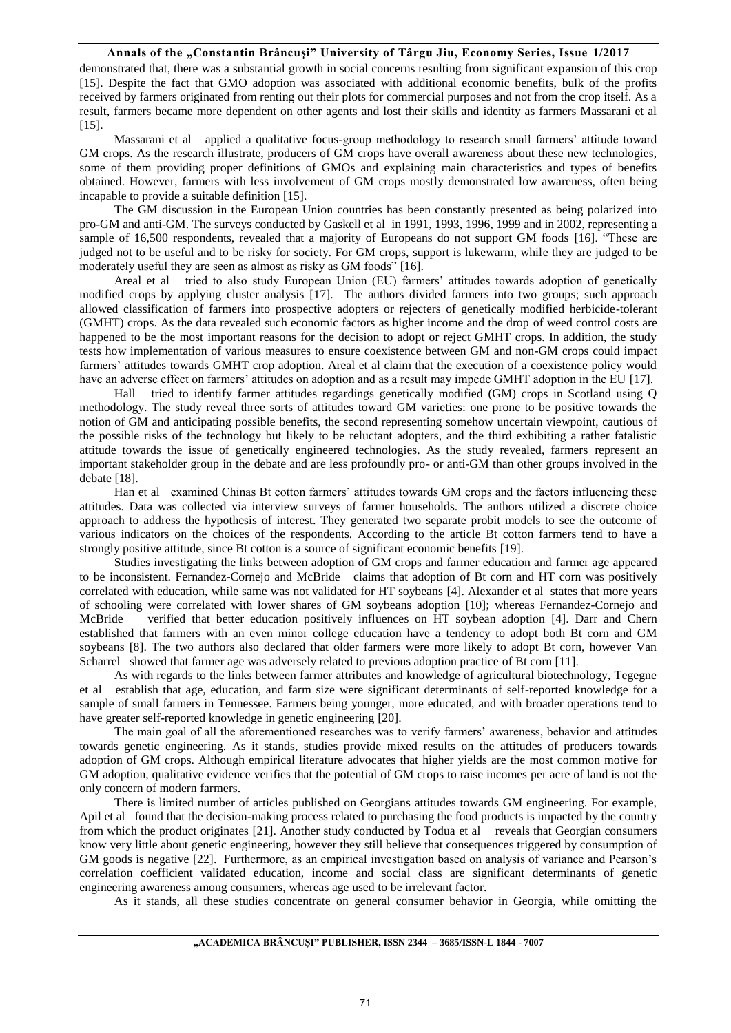demonstrated that, there was a substantial growth in social concerns resulting from significant expansion of this crop [15]. Despite the fact that GMO adoption was associated with additional economic benefits, bulk of the profits received by farmers originated from renting out their plots for commercial purposes and not from the crop itself. As a result, farmers became more dependent on other agents and lost their skills and identity as farmers Massarani et al [15].

Massarani et al applied a qualitative focus-group methodology to research small farmers' attitude toward GM crops. As the research illustrate, producers of GM crops have overall awareness about these new technologies, some of them providing proper definitions of GMOs and explaining main characteristics and types of benefits obtained. However, farmers with less involvement of GM crops mostly demonstrated low awareness, often being incapable to provide a suitable definition [15].

The GM discussion in the European Union countries has been constantly presented as being polarized into pro-GM and anti-GM. The surveys conducted by Gaskell et al in 1991, 1993, 1996, 1999 and in 2002, representing a sample of 16,500 respondents, revealed that a majority of Europeans do not support GM foods [16]. "These are judged not to be useful and to be risky for society. For GM crops, support is lukewarm, while they are judged to be moderately useful they are seen as almost as risky as GM foods" [16].

Areal et al tried to also study European Union (EU) farmers' attitudes towards adoption of genetically modified crops by applying cluster analysis [17]. The authors divided farmers into two groups; such approach allowed classification of farmers into prospective adopters or rejecters of genetically modified herbicide-tolerant (GMHT) crops. As the data revealed such economic factors as higher income and the drop of weed control costs are happened to be the most important reasons for the decision to adopt or reject GMHT crops. In addition, the study tests how implementation of various measures to ensure coexistence between GM and non-GM crops could impact farmers' attitudes towards GMHT crop adoption. Areal et al claim that the execution of a coexistence policy would have an adverse effect on farmers' attitudes on adoption and as a result may impede GMHT adoption in the EU [17].

Hall tried to identify farmer attitudes regardings genetically modified (GM) crops in Scotland using Q methodology. The study reveal three sorts of attitudes toward GM varieties: one prone to be positive towards the notion of GM and anticipating possible benefits, the second representing somehow uncertain viewpoint, cautious of the possible risks of the technology but likely to be reluctant adopters, and the third exhibiting a rather fatalistic attitude towards the issue of genetically engineered technologies. As the study revealed, farmers represent an important stakeholder group in the debate and are less profoundly pro- or anti-GM than other groups involved in the debate [18].

Han et al examined Chinas Bt cotton farmers' attitudes towards GM crops and the factors influencing these attitudes. Data was collected via interview surveys of farmer households. The authors utilized a discrete choice approach to address the hypothesis of interest. They generated two separate probit models to see the outcome of various indicators on the choices of the respondents. According to the article Bt cotton farmers tend to have a strongly positive attitude, since Bt cotton is a source of significant economic benefits [19].

Studies investigating the links between adoption of GM crops and farmer education and farmer age appeared to be inconsistent. Fernandez-Cornejo and McBride claims that adoption of Bt corn and HT corn was positively correlated with education, while same was not validated for HT soybeans [4]. Alexander et al states that more years of schooling were correlated with lower shares of GM soybeans adoption [10]; whereas Fernandez-Cornejo and McBride verified that better education positively influences on HT soybean adoption [4]. Darr and Chern established that farmers with an even minor college education have a tendency to adopt both Bt corn and GM soybeans [8]. The two authors also declared that older farmers were more likely to adopt Bt corn, however Van Scharrel showed that farmer age was adversely related to previous adoption practice of Bt corn [11].

As with regards to the links between farmer attributes and knowledge of agricultural biotechnology, Tegegne et al establish that age, education, and farm size were significant determinants of self-reported knowledge for a sample of small farmers in Tennessee. Farmers being younger, more educated, and with broader operations tend to have greater self-reported knowledge in genetic engineering [20].

The main goal of all the aforementioned researches was to verify farmers' awareness, behavior and attitudes towards genetic engineering. As it stands, studies provide mixed results on the attitudes of producers towards adoption of GM crops. Although empirical literature advocates that higher yields are the most common motive for GM adoption, qualitative evidence verifies that the potential of GM crops to raise incomes per acre of land is not the only concern of modern farmers.

There is limited number of articles published on Georgians attitudes towards GM engineering. For example, Apil et al found that the decision-making process related to purchasing the food products is impacted by the country from which the product originates [21]. Another study conducted by Todua et al reveals that Georgian consumers know very little about genetic engineering, however they still believe that consequences triggered by consumption of GM goods is negative [22]. Furthermore, as an empirical investigation based on analysis of variance and Pearson's correlation coefficient validated education, income and social class are significant determinants of genetic engineering awareness among consumers, whereas age used to be irrelevant factor.

As it stands, all these studies concentrate on general consumer behavior in Georgia, while omitting the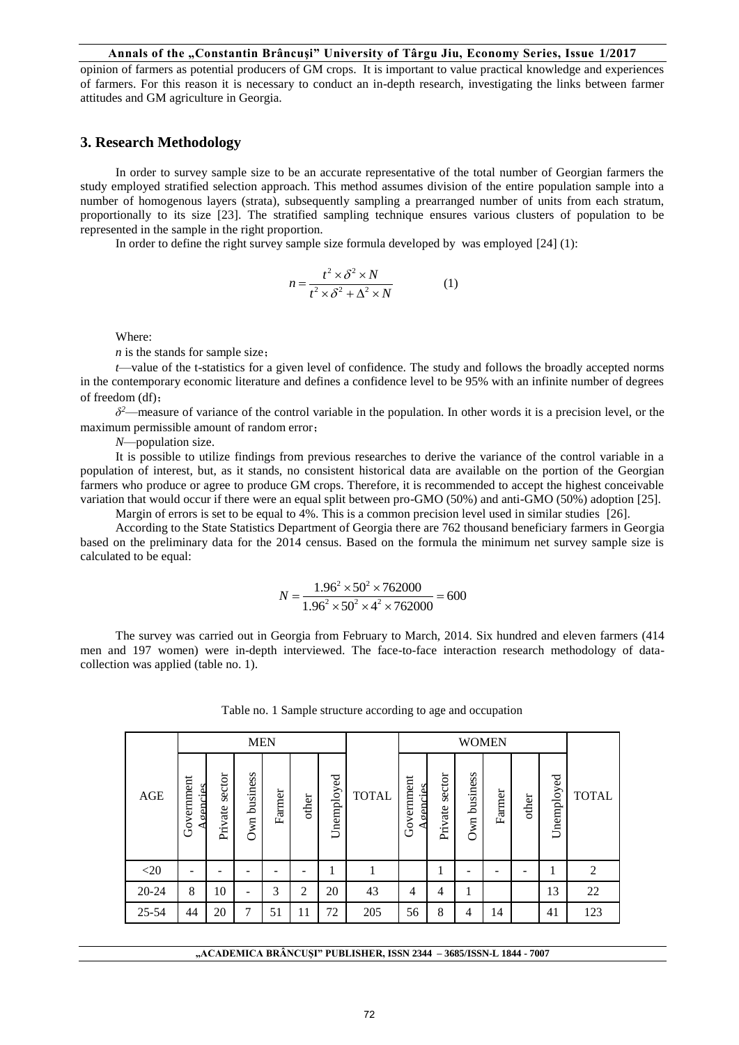opinion of farmers as potential producers of GM crops. It is important to value practical knowledge and experiences of farmers. For this reason it is necessary to conduct an in-depth research, investigating the links between farmer attitudes and GM agriculture in Georgia.

## 3. Research Methodology

In order to survey sample size to be an accurate representative of the total number of Georgian farmers the study employed stratified selection approach. This method assumes division of the entire population sample into a number of homogenous layers (strata), subsequently sampling a prearranged number of units from each stratum, proportionally to its size [23]. The stratified sampling technique ensures various clusters of population to be represented in the sample in the right proportion.

In order to define the right survey sample size formula developed by was employed [24] (1):

$$n = \frac{t^2 \times \delta^2 \times N}{t^2 \times \delta^2 + \Delta^2 \times N} \qquad (1)$$

Where:

$n$ is the stands for sample size;

$t$—value of the t-statistics for a given level of confidence. The study and follows the broadly accepted norms in the contemporary economic literature and defines a confidence level to be 95% with an infinite number of degrees of freedom (df);

$\delta^2$—measure of variance of the control variable in the population. In other words it is a precision level, or the maximum permissible amount of random error;

$N$—population size.

It is possible to utilize findings from previous researches to derive the variance of the control variable in a population of interest, but, as it stands, no consistent historical data are available on the portion of the Georgian farmers who produce or agree to produce GM crops. Therefore, it is recommended to accept the highest conceivable variation that would occur if there were an equal split between pro-GMO (50%) and anti-GMO (50%) adoption [25].

Margin of errors is set to be equal to 4%. This is a common precision level used in similar studies [26].

According to the State Statistics Department of Georgia there are 762 thousand beneficiary farmers in Georgia based on the preliminary data for the 2014 census. Based on the formula the minimum net survey sample size is calculated to be equal:

$$N = \frac{1.96^2 \times 50^2 \times 762000}{1.96^2 \times 50^2 \times 4^2 \times 762000} = 600$$

The survey was carried out in Georgia from February to March, 2014. Six hundred and eleven farmers (414 men and 197 women) were in-depth interviewed. The face-to-face interaction research methodology of data-collection was applied (table no. 1).

Table no. 1 Sample structure according to age and occupation

| AGE | MEN | | | | | | TOTAL | WOMEN | | | | | | TOTAL |
|---|---|---|---|---|---|---|---|---|---|---|---|---|---|---|
| | Government Agencies | Private sector | Own business | Farmer | other | Unemployed | | Government Agencies | Private sector | Own business | Farmer | other | Unemployed | |
| <20 | - | - | - | - | - | 1 | 1 | | 1 | - | - | - | 1 | 2 |
| 20-24 | 8 | 10 | - | 3 | 2 | 20 | 43 | 4 | 4 | 1 | | | 13 | 22 |
| 25-54 | 44 | 20 | 7 | 51 | 11 | 72 | 205 | 56 | 8 | 4 | 14 | | 41 | 123 |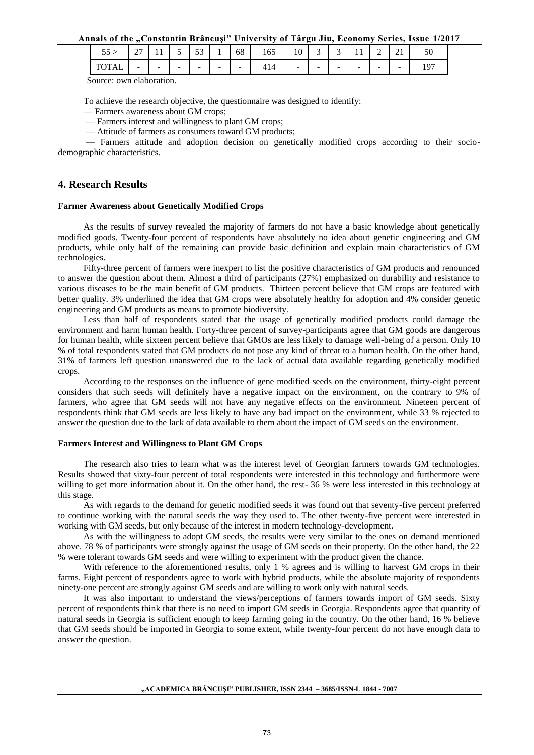| 55 > | 27 | 11 | 5 | 53 | 1 | 68 | 165 | 10 | 3 | 3 | 11 | 2 | 21 | 50 |
|---|---|---|---|---|---|---|---|---|---|---|---|---|---|---|
| TOTAL | - | - | - | - | - | - | 414 | - | - | - | - | - | - | 197 |

Source: own elaboration.

To achieve the research objective, the questionnaire was designed to identify:

— Farmers awareness about GM crops;

— Farmers interest and willingness to plant GM crops;

— Attitude of farmers as consumers toward GM products;

— Farmers attitude and adoption decision on genetically modified crops according to their socio-demographic characteristics.

## 4. Research Results

### Farmer Awareness about Genetically Modified Crops

As the results of survey revealed the majority of farmers do not have a basic knowledge about genetically modified goods. Twenty-four percent of respondents have absolutely no idea about genetic engineering and GM products, while only half of the remaining can provide basic definition and explain main characteristics of GM technologies.

Fifty-three percent of farmers were inexpert to list the positive characteristics of GM products and renounced to answer the question about them. Almost a third of participants (27%) emphasized on durability and resistance to various diseases to be the main benefit of GM products. Thirteen percent believe that GM crops are featured with better quality. 3% underlined the idea that GM crops were absolutely healthy for adoption and 4% consider genetic engineering and GM products as means to promote biodiversity.

Less than half of respondents stated that the usage of genetically modified products could damage the environment and harm human health. Forty-three percent of survey-participants agree that GM goods are dangerous for human health, while sixteen percent believe that GMOs are less likely to damage well-being of a person. Only 10 % of total respondents stated that GM products do not pose any kind of threat to a human health. On the other hand, 31% of farmers left question unanswered due to the lack of actual data available regarding genetically modified crops.

According to the responses on the influence of gene modified seeds on the environment, thirty-eight percent considers that such seeds will definitely have a negative impact on the environment, on the contrary to 9% of farmers, who agree that GM seeds will not have any negative effects on the environment. Nineteen percent of respondents think that GM seeds are less likely to have any bad impact on the environment, while 33 % rejected to answer the question due to the lack of data available to them about the impact of GM seeds on the environment.

### Farmers Interest and Willingness to Plant GM Crops

The research also tries to learn what was the interest level of Georgian farmers towards GM technologies. Results showed that sixty-four percent of total respondents were interested in this technology and furthermore were willing to get more information about it. On the other hand, the rest- 36 % were less interested in this technology at this stage.

As with regards to the demand for genetic modified seeds it was found out that seventy-five percent preferred to continue working with the natural seeds the way they used to. The other twenty-five percent were interested in working with GM seeds, but only because of the interest in modern technology-development.

As with the willingness to adopt GM seeds, the results were very similar to the ones on demand mentioned above. 78 % of participants were strongly against the usage of GM seeds on their property. On the other hand, the 22 % were tolerant towards GM seeds and were willing to experiment with the product given the chance.

With reference to the aforementioned results, only 1 % agrees and is willing to harvest GM crops in their farms. Eight percent of respondents agree to work with hybrid products, while the absolute majority of respondents ninety-one percent are strongly against GM seeds and are willing to work only with natural seeds.

It was also important to understand the views/perceptions of farmers towards import of GM seeds. Sixty percent of respondents think that there is no need to import GM seeds in Georgia. Respondents agree that quantity of natural seeds in Georgia is sufficient enough to keep farming going in the country. On the other hand, 16 % believe that GM seeds should be imported in Georgia to some extent, while twenty-four percent do not have enough data to answer the question.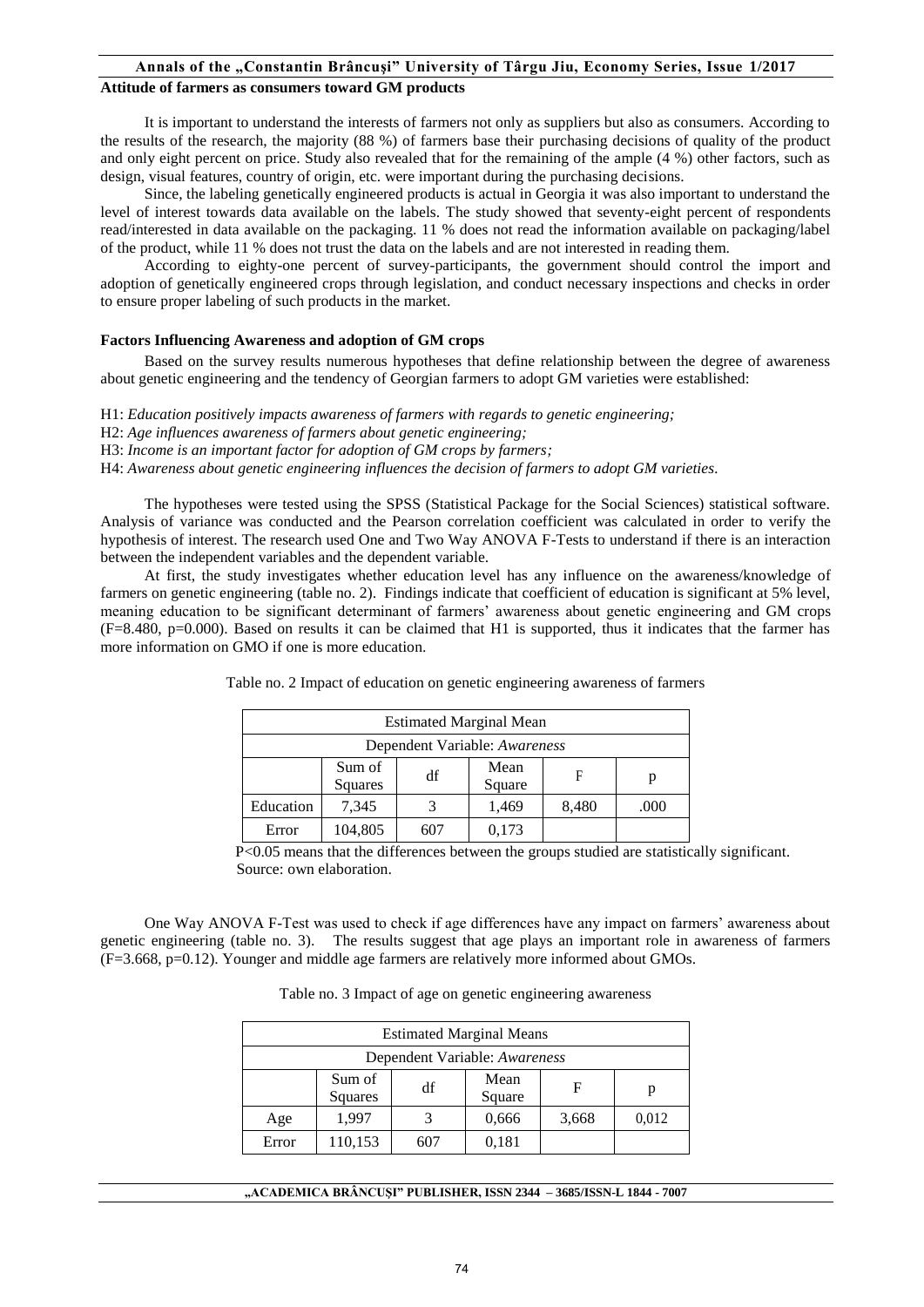### Attitude of farmers as consumers toward GM products

It is important to understand the interests of farmers not only as suppliers but also as consumers. According to the results of the research, the majority (88 %) of farmers base their purchasing decisions of quality of the product and only eight percent on price. Study also revealed that for the remaining of the ample (4 %) other factors, such as design, visual features, country of origin, etc. were important during the purchasing decisions.

Since, the labeling genetically engineered products is actual in Georgia it was also important to understand the level of interest towards data available on the labels. The study showed that seventy-eight percent of respondents read/interested in data available on the packaging. 11 % does not read the information available on packaging/label of the product, while 11 % does not trust the data on the labels and are not interested in reading them.

According to eighty-one percent of survey-participants, the government should control the import and adoption of genetically engineered crops through legislation, and conduct necessary inspections and checks in order to ensure proper labeling of such products in the market.

### Factors Influencing Awareness and adoption of GM crops

Based on the survey results numerous hypotheses that define relationship between the degree of awareness about genetic engineering and the tendency of Georgian farmers to adopt GM varieties were established:

H1: *Education positively impacts awareness of farmers with regards to genetic engineering;*

H2: *Age influences awareness of farmers about genetic engineering;*

H3: *Income is an important factor for adoption of GM crops by farmers;*

H4: *Awareness about genetic engineering influences the decision of farmers to adopt GM varieties.*

The hypotheses were tested using the SPSS (Statistical Package for the Social Sciences) statistical software. Analysis of variance was conducted and the Pearson correlation coefficient was calculated in order to verify the hypothesis of interest. The research used One and Two Way ANOVA F-Tests to understand if there is an interaction between the independent variables and the dependent variable.

At first, the study investigates whether education level has any influence on the awareness/knowledge of farmers on genetic engineering (table no. 2). Findings indicate that coefficient of education is significant at 5% level, meaning education to be significant determinant of farmers' awareness about genetic engineering and GM crops ($F=8.480$, $p=0.000$). Based on results it can be claimed that H1 is supported, thus it indicates that the farmer has more information on GMO if one is more education.

Table no. 2 Impact of education on genetic engineering awareness of farmers

| Estimated Marginal Mean | | | | | |
|---|---|---|---|---|---|
| Dependent Variable: *Awareness* | | | | | |
| | Sum of Squares | df | Mean Square | F | p |
| Education | 7,345 | 3 | 1,469 | 8,480 | .000 |
| Error | 104,805 | 607 | 0,173 | | |

P<0.05 means that the differences between the groups studied are statistically significant.
Source: own elaboration.

One Way ANOVA F-Test was used to check if age differences have any impact on farmers' awareness about genetic engineering (table no. 3). The results suggest that age plays an important role in awareness of farmers ($F=3.668$, $p=0.12$). Younger and middle age farmers are relatively more informed about GMOs.

Table no. 3 Impact of age on genetic engineering awareness

| Estimated Marginal Means | | | | | |
|---|---|---|---|---|---|
| Dependent Variable: *Awareness* | | | | | |
| | Sum of Squares | df | Mean Square | F | p |
| Age | 1,997 | 3 | 0,666 | 3,668 | 0,012 |
| Error | 110,153 | 607 | 0,181 | | |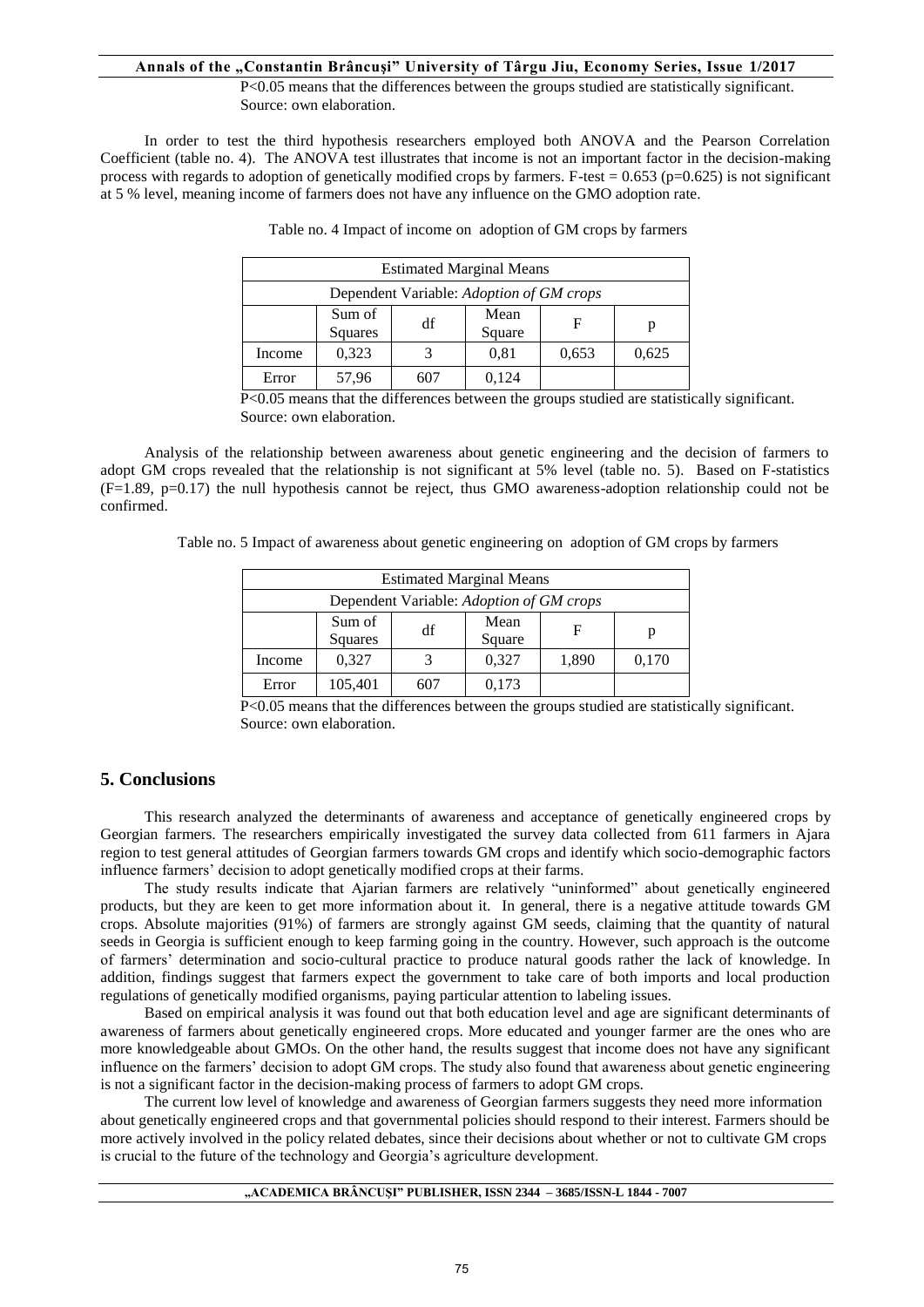P<0.05 means that the differences between the groups studied are statistically significant.
Source: own elaboration.

In order to test the third hypothesis researchers employed both ANOVA and the Pearson Correlation Coefficient (table no. 4). The ANOVA test illustrates that income is not an important factor in the decision-making process with regards to adoption of genetically modified crops by farmers. F-test = 0.653 (p=0.625) is not significant at 5 % level, meaning income of farmers does not have any influence on the GMO adoption rate.

Table no. 4 Impact of income on adoption of GM crops by farmers

| Estimated Marginal Means | | | | | |
|---|---|---|---|---|---|
| Dependent Variable: *Adoption of GM crops* | | | | | |
| | Sum of Squares | df | Mean Square | F | p |
| Income | 0,323 | 3 | 0,81 | 0,653 | 0,625 |
| Error | 57,96 | 607 | 0,124 | | |

P<0.05 means that the differences between the groups studied are statistically significant.
Source: own elaboration.

Analysis of the relationship between awareness about genetic engineering and the decision of farmers to adopt GM crops revealed that the relationship is not significant at 5% level (table no. 5). Based on F-statistics (F=1.89, p=0.17) the null hypothesis cannot be reject, thus GMO awareness-adoption relationship could not be confirmed.

Table no. 5 Impact of awareness about genetic engineering on adoption of GM crops by farmers

| Estimated Marginal Means | | | | | |
|---|---|---|---|---|---|
| Dependent Variable: *Adoption of GM crops* | | | | | |
| | Sum of Squares | df | Mean Square | F | p |
| Income | 0,327 | 3 | 0,327 | 1,890 | 0,170 |
| Error | 105,401 | 607 | 0,173 | | |

P<0.05 means that the differences between the groups studied are statistically significant.
Source: own elaboration.

## 5. Conclusions

This research analyzed the determinants of awareness and acceptance of genetically engineered crops by Georgian farmers. The researchers empirically investigated the survey data collected from 611 farmers in Ajara region to test general attitudes of Georgian farmers towards GM crops and identify which socio-demographic factors influence farmers' decision to adopt genetically modified crops at their farms.

The study results indicate that Ajarian farmers are relatively "uninformed" about genetically engineered products, but they are keen to get more information about it. In general, there is a negative attitude towards GM crops. Absolute majorities (91%) of farmers are strongly against GM seeds, claiming that the quantity of natural seeds in Georgia is sufficient enough to keep farming going in the country. However, such approach is the outcome of farmers' determination and socio-cultural practice to produce natural goods rather the lack of knowledge. In addition, findings suggest that farmers expect the government to take care of both imports and local production regulations of genetically modified organisms, paying particular attention to labeling issues.

Based on empirical analysis it was found out that both education level and age are significant determinants of awareness of farmers about genetically engineered crops. More educated and younger farmer are the ones who are more knowledgeable about GMOs. On the other hand, the results suggest that income does not have any significant influence on the farmers' decision to adopt GM crops. The study also found that awareness about genetic engineering is not a significant factor in the decision-making process of farmers to adopt GM crops.

The current low level of knowledge and awareness of Georgian farmers suggests they need more information about genetically engineered crops and that governmental policies should respond to their interest. Farmers should be more actively involved in the policy related debates, since their decisions about whether or not to cultivate GM crops is crucial to the future of the technology and Georgia's agriculture development.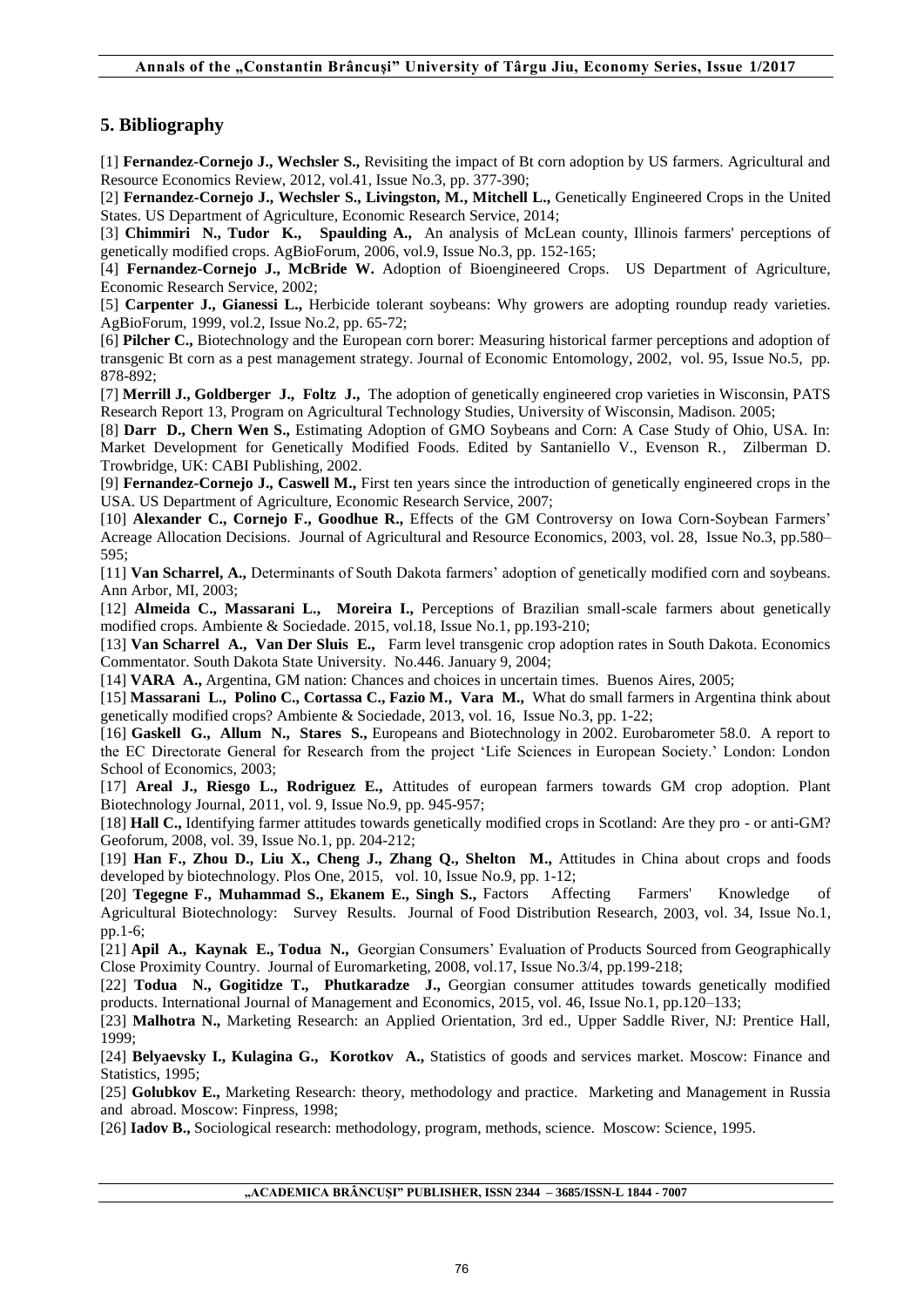## 5. Bibliography

[1] **Fernandez-Cornejo J., Wechsler S.,** Revisiting the impact of Bt corn adoption by US farmers. Agricultural and Resource Economics Review, 2012, vol.41, Issue No.3, pp. 377-390;

[2] **Fernandez-Cornejo J., Wechsler S., Livingston, M., Mitchell L.,** Genetically Engineered Crops in the United States. US Department of Agriculture, Economic Research Service, 2014;

[3] **Chimmiri N., Tudor K., Spaulding A.,** An analysis of McLean county, Illinois farmers' perceptions of genetically modified crops. AgBioForum, 2006, vol.9, Issue No.3, pp. 152-165;

[4] **Fernandez-Cornejo J., McBride W.** Adoption of Bioengineered Crops. US Department of Agriculture, Economic Research Service, 2002;

[5] **Carpenter J., Gianessi L.,** Herbicide tolerant soybeans: Why growers are adopting roundup ready varieties. AgBioForum, 1999, vol.2, Issue No.2, pp. 65-72;

[6] **Pilcher C.,** Biotechnology and the European corn borer: Measuring historical farmer perceptions and adoption of transgenic Bt corn as a pest management strategy. Journal of Economic Entomology, 2002, vol. 95, Issue No.5, pp. 878-892;

[7] **Merrill J., Goldberger J., Foltz J.,** The adoption of genetically engineered crop varieties in Wisconsin, PATS Research Report 13, Program on Agricultural Technology Studies, University of Wisconsin, Madison. 2005;

[8] **Darr D., Chern Wen S.,** Estimating Adoption of GMO Soybeans and Corn: A Case Study of Ohio, USA. In: Market Development for Genetically Modified Foods. Edited by Santaniello V., Evenson R., Zilberman D. Trowbridge, UK: CABI Publishing, 2002.

[9] **Fernandez-Cornejo J., Caswell M.,** First ten years since the introduction of genetically engineered crops in the USA. US Department of Agriculture, Economic Research Service, 2007;

[10] **Alexander C., Cornejo F., Goodhue R.,** Effects of the GM Controversy on Iowa Corn-Soybean Farmers' Acreage Allocation Decisions. Journal of Agricultural and Resource Economics, 2003, vol. 28, Issue No.3, pp.580–595;

[11] **Van Scharrel, A.,** Determinants of South Dakota farmers' adoption of genetically modified corn and soybeans. Ann Arbor, MI, 2003;

[12] **Almeida C., Massarani L., Moreira I.,** Perceptions of Brazilian small-scale farmers about genetically modified crops. Ambiente & Sociedade. 2015, vol.18, Issue No.1, pp.193-210;

[13] **Van Scharrel A., Van Der Sluis E.,** Farm level transgenic crop adoption rates in South Dakota. Economics Commentator. South Dakota State University. No.446. January 9, 2004;

[14] **VARA A.,** Argentina, GM nation: Chances and choices in uncertain times. Buenos Aires, 2005;

[15] **Massarani L., Polino C., Cortassa C., Fazio M., Vara M.,** What do small farmers in Argentina think about genetically modified crops? Ambiente & Sociedade, 2013, vol. 16, Issue No.3, pp. 1-22;

[16] **Gaskell G., Allum N., Stares S.,** Europeans and Biotechnology in 2002. Eurobarometer 58.0. A report to the EC Directorate General for Research from the project 'Life Sciences in European Society.' London: London School of Economics, 2003;

[17] **Areal J., Riesgo L., Rodriguez E.,** Attitudes of european farmers towards GM crop adoption. Plant Biotechnology Journal, 2011, vol. 9, Issue No.9, pp. 945-957;

[18] **Hall C.,** Identifying farmer attitudes towards genetically modified crops in Scotland: Are they pro - or anti-GM? Geoforum, 2008, vol. 39, Issue No.1, pp. 204-212;

[19] **Han F., Zhou D., Liu X., Cheng J., Zhang Q., Shelton M.,** Attitudes in China about crops and foods developed by biotechnology. Plos One, 2015, vol. 10, Issue No.9, pp. 1-12;

[20] **Tegegne F., Muhammad S., Ekanem E., Singh S.,** Factors Affecting Farmers' Knowledge of Agricultural Biotechnology: Survey Results. Journal of Food Distribution Research, 2003, vol. 34, Issue No.1, pp.1-6;

[21] **Apil A., Kaynak E., Todua N.,** Georgian Consumers' Evaluation of Products Sourced from Geographically Close Proximity Country. Journal of Euromarketing, 2008, vol.17, Issue No.3/4, pp.199-218;

[22] **Todua N., Gogitidze T., Phutkaradze J.,** Georgian consumer attitudes towards genetically modified products. International Journal of Management and Economics, 2015, vol. 46, Issue No.1, pp.120–133;

[23] **Malhotra N.,** Marketing Research: an Applied Orientation, 3rd ed., Upper Saddle River, NJ: Prentice Hall, 1999;

[24] **Belyaevsky I., Kulagina G., Korotkov A.,** Statistics of goods and services market. Moscow: Finance and Statistics, 1995;

[25] **Golubkov E.,** Marketing Research: theory, methodology and practice. Marketing and Management in Russia and abroad. Moscow: Finpress, 1998;

[26] **Iadov B.,** Sociological research: methodology, program, methods, science. Moscow: Science, 1995.